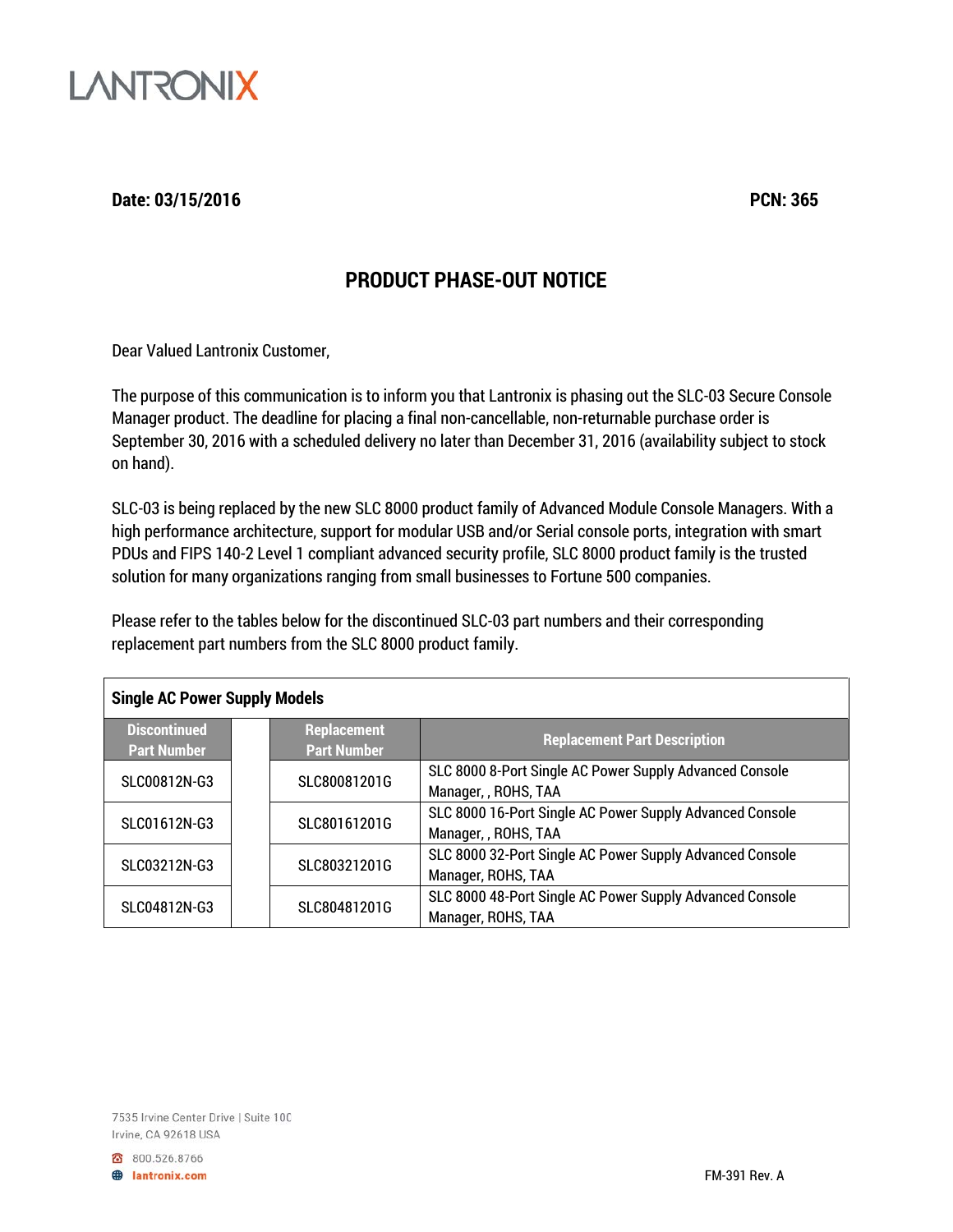LANTRONIX

**Date: 03/15/2016** **PCN: 365**

# PRODUCT PHASE-OUT NOTICE

Dear Valued Lantronix Customer,

The purpose of this communication is to inform you that Lantronix is phasing out the SLC-03 Secure Console Manager product. The deadline for placing a final non-cancellable, non-returnable purchase order is September 30, 2016 with a scheduled delivery no later than December 31, 2016 (availability subject to stock on hand).

SLC-03 is being replaced by the new SLC 8000 product family of Advanced Module Console Managers. With a high performance architecture, support for modular USB and/or Serial console ports, integration with smart PDUs and FIPS 140-2 Level 1 compliant advanced security profile, SLC 8000 product family is the trusted solution for many organizations ranging from small businesses to Fortune 500 companies.

Please refer to the tables below for the discontinued SLC-03 part numbers and their corresponding replacement part numbers from the SLC 8000 product family.

**Single AC Power Supply Models**

| Discontinued Part Number | | Replacement Part Number | Replacement Part Description |
|---|---|---|---|
| SLC00812N-G3 | | SLC80081201G | SLC 8000 8-Port Single AC Power Supply Advanced Console Manager, , ROHS, TAA |
| SLC01612N-G3 | | SLC80161201G | SLC 8000 16-Port Single AC Power Supply Advanced Console Manager, , ROHS, TAA |
| SLC03212N-G3 | | SLC80321201G | SLC 8000 32-Port Single AC Power Supply Advanced Console Manager, ROHS, TAA |
| SLC04812N-G3 | | SLC80481201G | SLC 8000 48-Port Single AC Power Supply Advanced Console Manager, ROHS, TAA |

7535 Irvine Center Drive | Suite 100
Irvine, CA 92618 USA

800.526.8766
lantronix.com

FM-391 Rev. A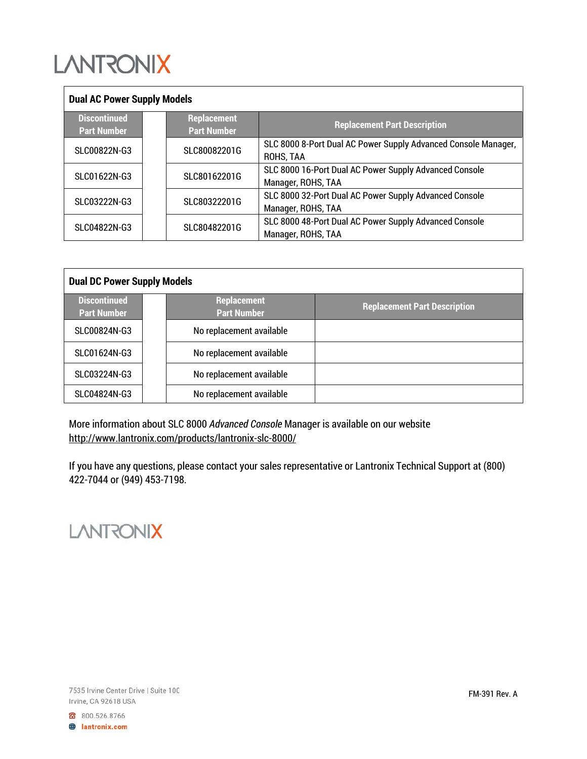| Dual AC Power Supply Models | | | |
|---|---|---|---|
| Discontinued Part Number | | Replacement Part Number | Replacement Part Description |
| SLC00822N-G3 | | SLC80082201G | SLC 8000 8-Port Dual AC Power Supply Advanced Console Manager, ROHS, TAA |
| SLC01622N-G3 | | SLC80162201G | SLC 8000 16-Port Dual AC Power Supply Advanced Console Manager, ROHS, TAA |
| SLC03222N-G3 | | SLC80322201G | SLC 8000 32-Port Dual AC Power Supply Advanced Console Manager, ROHS, TAA |
| SLC04822N-G3 | | SLC80482201G | SLC 8000 48-Port Dual AC Power Supply Advanced Console Manager, ROHS, TAA |

| Dual DC Power Supply Models | | | |
|---|---|---|---|
| Discontinued Part Number | | Replacement Part Number | Replacement Part Description |
| SLC00824N-G3 | | No replacement available | |
| SLC01624N-G3 | | No replacement available | |
| SLC03224N-G3 | | No replacement available | |
| SLC04824N-G3 | | No replacement available | |

More information about SLC 8000 *Advanced Console* Manager is available on our website http://www.lantronix.com/products/lantronix-slc-8000/

If you have any questions, please contact your sales representative or Lantronix Technical Support at (800) 422-7044 or (949) 453-7198.

LANTRONIX

7535 Irvine Center Drive | Suite 100
Irvine, CA 92618 USA

800.526.8766
lantronix.com

FM-391 Rev. A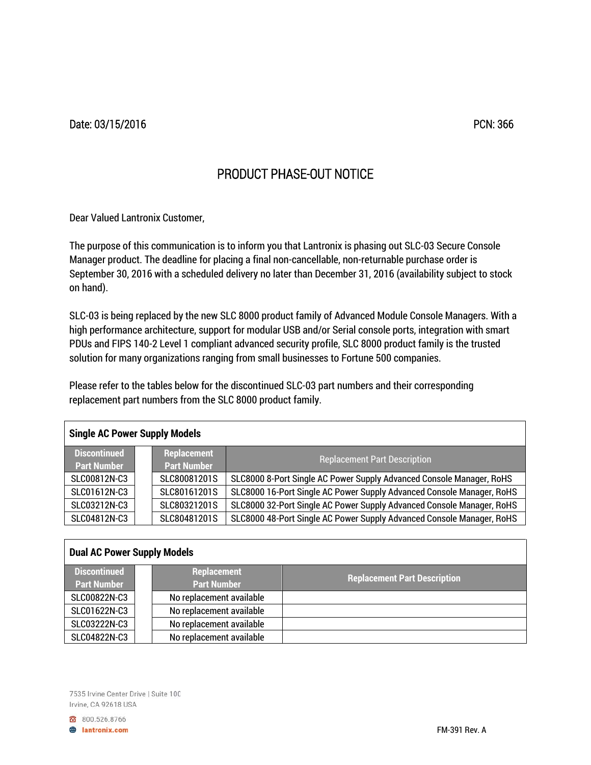Date: 03/15/2016 PCN: 366

# PRODUCT PHASE-OUT NOTICE

Dear Valued Lantronix Customer,

The purpose of this communication is to inform you that Lantronix is phasing out SLC-03 Secure Console Manager product. The deadline for placing a final non-cancellable, non-returnable purchase order is September 30, 2016 with a scheduled delivery no later than December 31, 2016 (availability subject to stock on hand).

SLC-03 is being replaced by the new SLC 8000 product family of Advanced Module Console Managers. With a high performance architecture, support for modular USB and/or Serial console ports, integration with smart PDUs and FIPS 140-2 Level 1 compliant advanced security profile, SLC 8000 product family is the trusted solution for many organizations ranging from small businesses to Fortune 500 companies.

Please refer to the tables below for the discontinued SLC-03 part numbers and their corresponding replacement part numbers from the SLC 8000 product family.

**Single AC Power Supply Models**

| Discontinued Part Number | | Replacement Part Number | Replacement Part Description |
|---|---|---|---|
| SLC00812N-C3 | | SLC80081201S | SLC8000 8-Port Single AC Power Supply Advanced Console Manager, RoHS |
| SLC01612N-C3 | | SLC80161201S | SLC8000 16-Port Single AC Power Supply Advanced Console Manager, RoHS |
| SLC03212N-C3 | | SLC80321201S | SLC8000 32-Port Single AC Power Supply Advanced Console Manager, RoHS |
| SLC04812N-C3 | | SLC80481201S | SLC8000 48-Port Single AC Power Supply Advanced Console Manager, RoHS |

**Dual AC Power Supply Models**

| Discontinued Part Number | | Replacement Part Number | Replacement Part Description |
|---|---|---|---|
| SLC00822N-C3 | | No replacement available | |
| SLC01622N-C3 | | No replacement available | |
| SLC03222N-C3 | | No replacement available | |
| SLC04822N-C3 | | No replacement available | |

7535 Irvine Center Drive | Suite 100
Irvine, CA 92618 USA

800.526.8766
lantronix.com

FM-391 Rev. A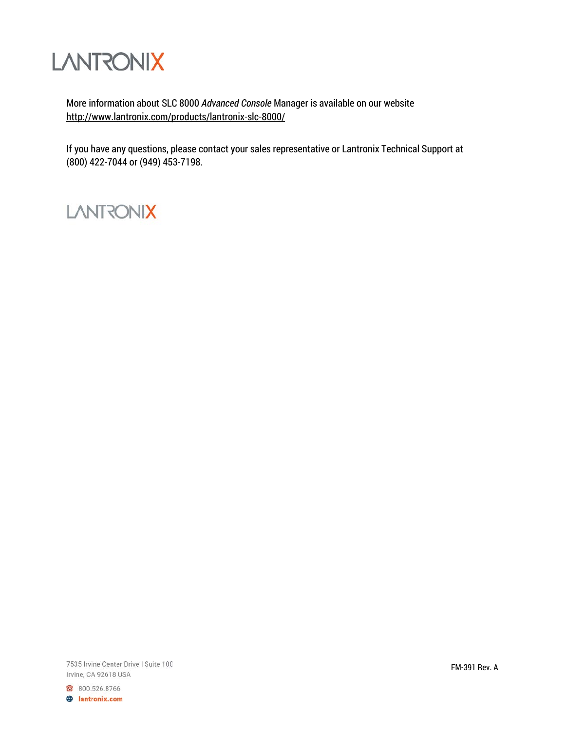LANTRONIX

More information about SLC 8000 *Advanced Console* Manager is available on our website
http://www.lantronix.com/products/lantronix-slc-8000/

If you have any questions, please contact your sales representative or Lantronix Technical Support at (800) 422-7044 or (949) 453-7198.

LANTRONIX

7535 Irvine Center Drive | Suite 100
Irvine, CA 92618 USA

800.526.8766
lantronix.com

FM-391 Rev. A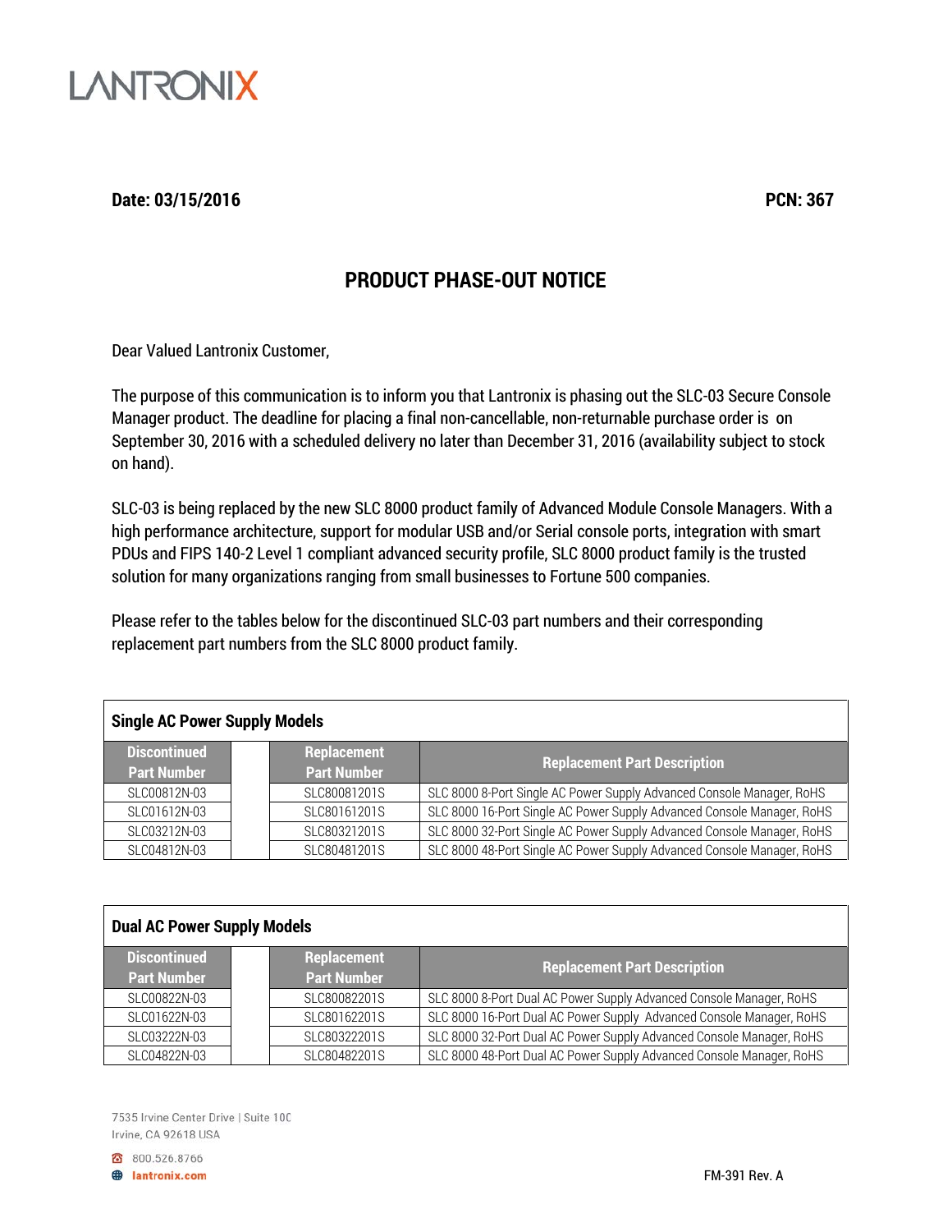LANTRONIX

**Date: 03/15/2016** **PCN: 367**

# PRODUCT PHASE-OUT NOTICE

Dear Valued Lantronix Customer,

The purpose of this communication is to inform you that Lantronix is phasing out the SLC-03 Secure Console Manager product. The deadline for placing a final non-cancellable, non-returnable purchase order is on September 30, 2016 with a scheduled delivery no later than December 31, 2016 (availability subject to stock on hand).

SLC-03 is being replaced by the new SLC 8000 product family of Advanced Module Console Managers. With a high performance architecture, support for modular USB and/or Serial console ports, integration with smart PDUs and FIPS 140-2 Level 1 compliant advanced security profile, SLC 8000 product family is the trusted solution for many organizations ranging from small businesses to Fortune 500 companies.

Please refer to the tables below for the discontinued SLC-03 part numbers and their corresponding replacement part numbers from the SLC 8000 product family.

**Single AC Power Supply Models**

| Discontinued Part Number | | Replacement Part Number | Replacement Part Description |
|---|---|---|---|
| SLC00812N-03 | | SLC80081201S | SLC 8000 8-Port Single AC Power Supply Advanced Console Manager, RoHS |
| SLC01612N-03 | | SLC80161201S | SLC 8000 16-Port Single AC Power Supply Advanced Console Manager, RoHS |
| SLC03212N-03 | | SLC80321201S | SLC 8000 32-Port Single AC Power Supply Advanced Console Manager, RoHS |
| SLC04812N-03 | | SLC80481201S | SLC 8000 48-Port Single AC Power Supply Advanced Console Manager, RoHS |

**Dual AC Power Supply Models**

| Discontinued Part Number | | Replacement Part Number | Replacement Part Description |
|---|---|---|---|
| SLC00822N-03 | | SLC80082201S | SLC 8000 8-Port Dual AC Power Supply Advanced Console Manager, RoHS |
| SLC01622N-03 | | SLC80162201S | SLC 8000 16-Port Dual AC Power Supply Advanced Console Manager, RoHS |
| SLC03222N-03 | | SLC80322201S | SLC 8000 32-Port Dual AC Power Supply Advanced Console Manager, RoHS |
| SLC04822N-03 | | SLC80482201S | SLC 8000 48-Port Dual AC Power Supply Advanced Console Manager, RoHS |

7535 Irvine Center Drive | Suite 100
Irvine, CA 92618 USA

800.526.8766
lantronix.com

FM-391 Rev. A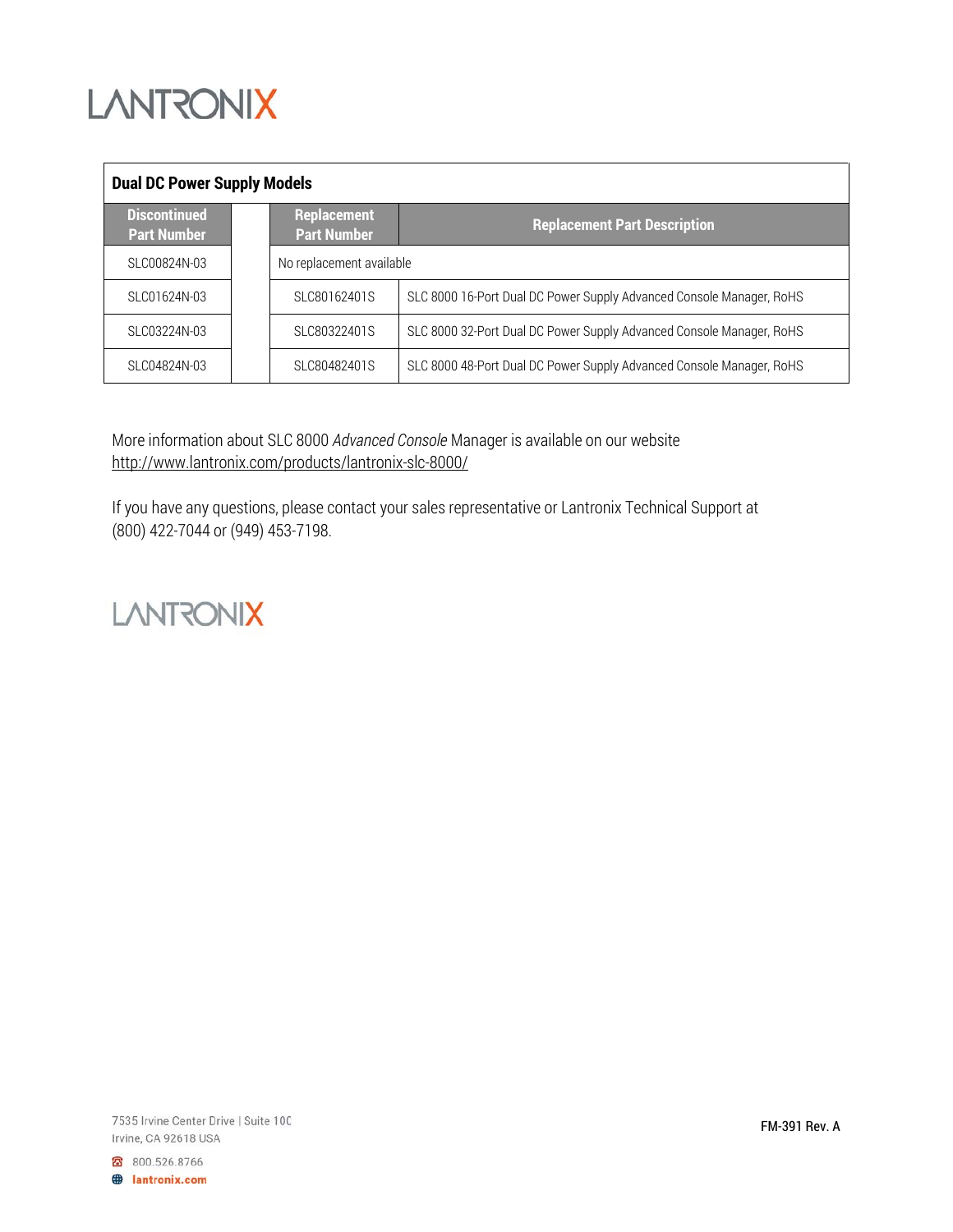| Dual DC Power Supply Models | | | |
| --- | --- | --- | --- |
| **Discontinued Part Number** | | **Replacement Part Number** | **Replacement Part Description** |
| SLC00824N-03 | | No replacement available | |
| SLC01624N-03 | | SLC80162401S | SLC 8000 16-Port Dual DC Power Supply Advanced Console Manager, RoHS |
| SLC03224N-03 | | SLC80322401S | SLC 8000 32-Port Dual DC Power Supply Advanced Console Manager, RoHS |
| SLC04824N-03 | | SLC80482401S | SLC 8000 48-Port Dual DC Power Supply Advanced Console Manager, RoHS |

More information about SLC 8000 *Advanced Console* Manager is available on our website http://www.lantronix.com/products/lantronix-slc-8000/

If you have any questions, please contact your sales representative or Lantronix Technical Support at (800) 422-7044 or (949) 453-7198.

LANTRONIX

7535 Irvine Center Drive | Suite 100
Irvine, CA 92618 USA

800.526.8766
lantronix.com

FM-391 Rev. A